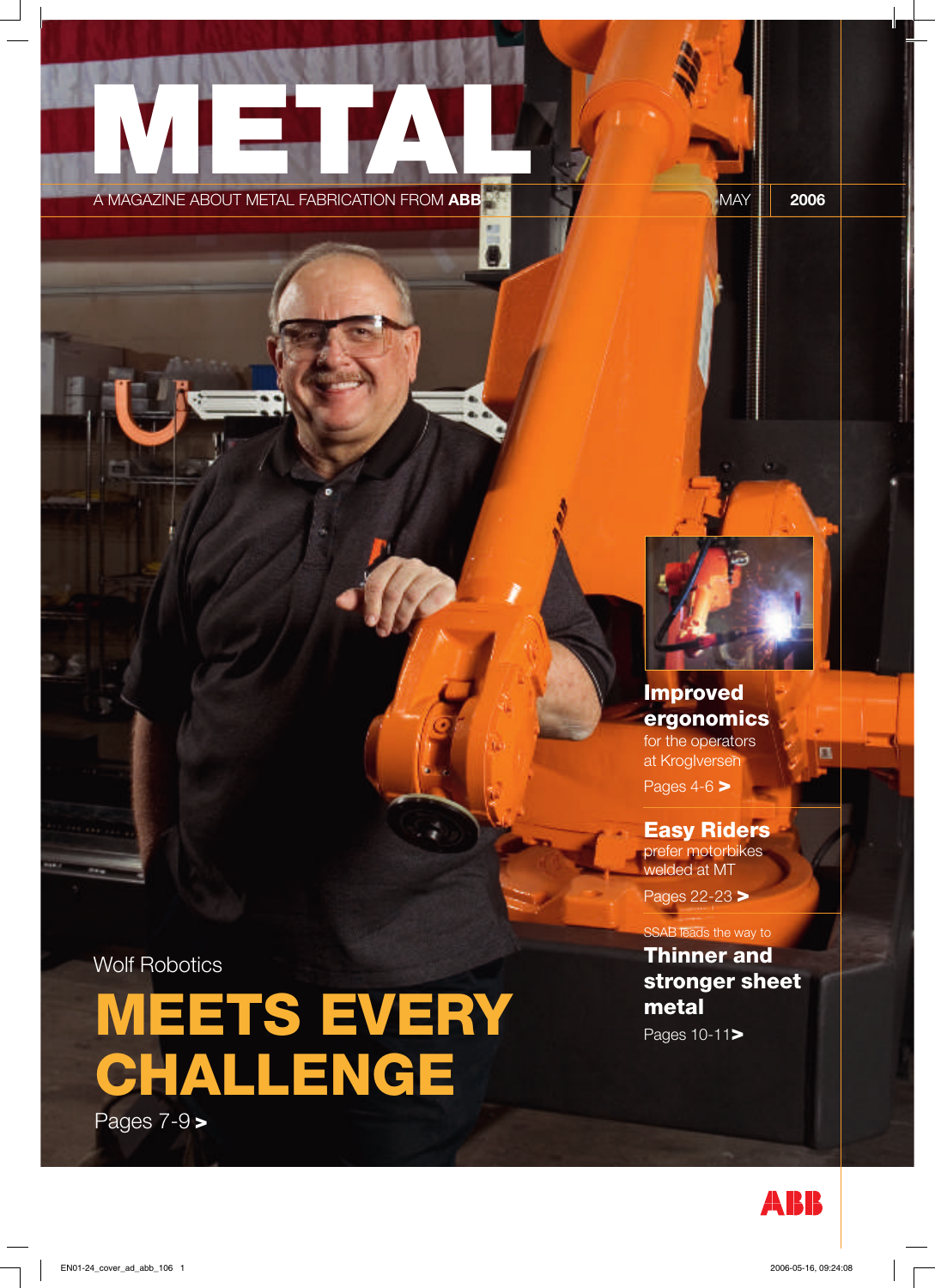# METAL

A MAGAZINE ABOUT METAL FABRICATION FROM **ABB**

MAY | **2006**

**Improved ergonomics**
for the operators at Kroglversen
Pages 4-6 >

**Easy Riders**
prefer motorbikes welded at MT
Pages 22-23 >

SSAB leads the way to
**Thinner and stronger sheet metal**
Pages 10-11 >

Wolf Robotics

## MEETS EVERY CHALLENGE

Pages 7-9 >

ABB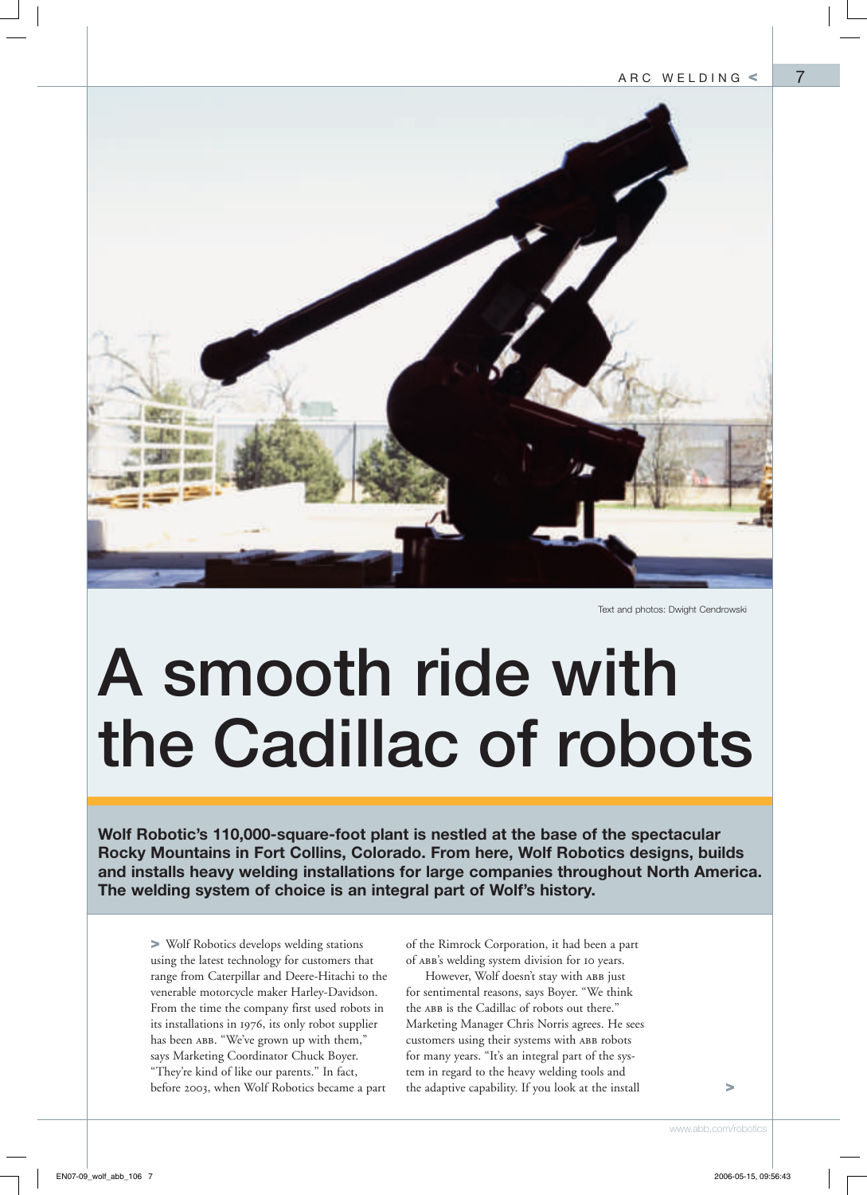Text and photos: Dwight Cendrowski

# A smooth ride with the Cadillac of robots

**Wolf Robotic's 110,000-square-foot plant is nestled at the base of the spectacular Rocky Mountains in Fort Collins, Colorado. From here, Wolf Robotics designs, builds and installs heavy welding installations for large companies throughout North America. The welding system of choice is an integral part of Wolf's history.**

> Wolf Robotics develops welding stations using the latest technology for customers that range from Caterpillar and Deere-Hitachi to the venerable motorcycle maker Harley-Davidson. From the time the company first used robots in its installations in 1976, its only robot supplier has been ABB. "We've grown up with them," says Marketing Coordinator Chuck Boyer. "They're kind of like our parents." In fact, before 2003, when Wolf Robotics became a part of the Rimrock Corporation, it had been a part of ABB's welding system division for 10 years.

However, Wolf doesn't stay with ABB just for sentimental reasons, says Boyer. "We think the ABB is the Cadillac of robots out there." Marketing Manager Chris Norris agrees. He sees customers using their systems with ABB robots for many years. "It's an integral part of the system in regard to the heavy welding tools and the adaptive capability. If you look at the install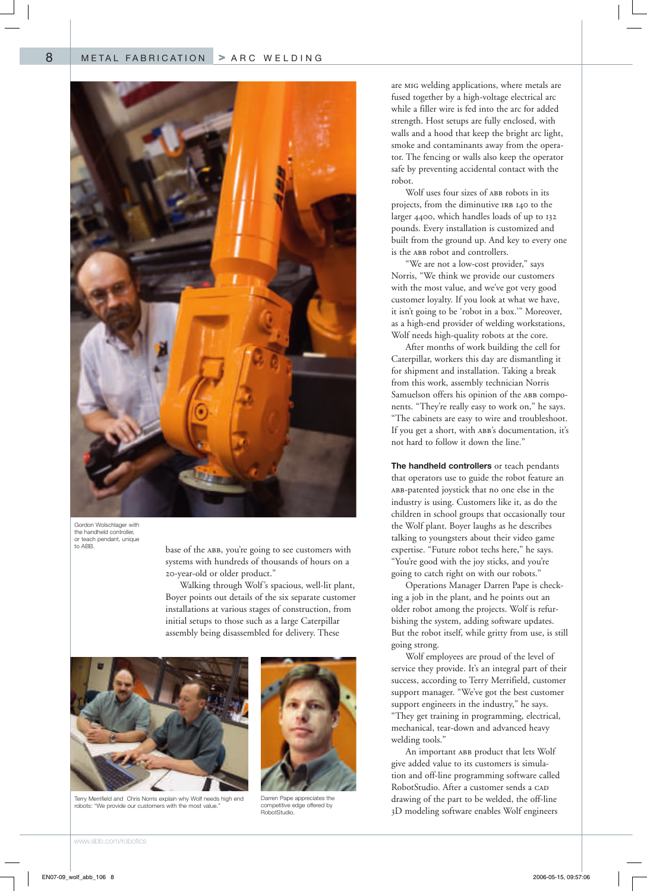Gordon Wolschlager with the handheld controller, or teach pendant, unique to ABB.

base of the ABB, you're going to see customers with systems with hundreds of thousands of hours on a 20-year-old or older product."

Walking through Wolf's spacious, well-lit plant, Boyer points out details of the six separate customer installations at various stages of construction, from initial setups to those such as a large Caterpillar assembly being disassembled for delivery. These

Terry Merrifield and Chris Norris explain why Wolf needs high end robots: "We provide our customers with the most value."

Darren Pape appreciates the competitive edge offered by RobotStudio.

are MIG welding applications, where metals are fused together by a high-voltage electrical arc while a filler wire is fed into the arc for added strength. Host setups are fully enclosed, with walls and a hood that keep the bright arc light, smoke and contaminants away from the operator. The fencing or walls also keep the operator safe by preventing accidental contact with the robot.

Wolf uses four sizes of ABB robots in its projects, from the diminutive IRB 140 to the larger 4400, which handles loads of up to 132 pounds. Every installation is customized and built from the ground up. And key to every one is the ABB robot and controllers.

"We are not a low-cost provider," says Norris, "We think we provide our customers with the most value, and we've got very good customer loyalty. If you look at what we have, it isn't going to be 'robot in a box.'" Moreover, as a high-end provider of welding workstations, Wolf needs high-quality robots at the core.

After months of work building the cell for Caterpillar, workers this day are dismantling it for shipment and installation. Taking a break from this work, assembly technician Norris Samuelson offers his opinion of the ABB components. "They're really easy to work on," he says. "The cabinets are easy to wire and troubleshoot. If you get a short, with ABB's documentation, it's not hard to follow it down the line."

**The handheld controllers** or teach pendants that operators use to guide the robot feature an ABB-patented joystick that no one else in the industry is using. Customers like it, as do the children in school groups that occasionally tour the Wolf plant. Boyer laughs as he describes talking to youngsters about their video game expertise. "Future robot techs here," he says. "You're good with the joy sticks, and you're going to catch right on with our robots."

Operations Manager Darren Pape is checking a job in the plant, and he points out an older robot among the projects. Wolf is refurbishing the system, adding software updates. But the robot itself, while gritty from use, is still going strong.

Wolf employees are proud of the level of service they provide. It's an integral part of their success, according to Terry Merrifield, customer support manager. "We've got the best customer support engineers in the industry," he says. "They get training in programming, electrical, mechanical, tear-down and advanced heavy welding tools."

An important ABB product that lets Wolf give added value to its customers is simulation and off-line programming software called RobotStudio. After a customer sends a CAD drawing of the part to be welded, the off-line 3D modeling software enables Wolf engineers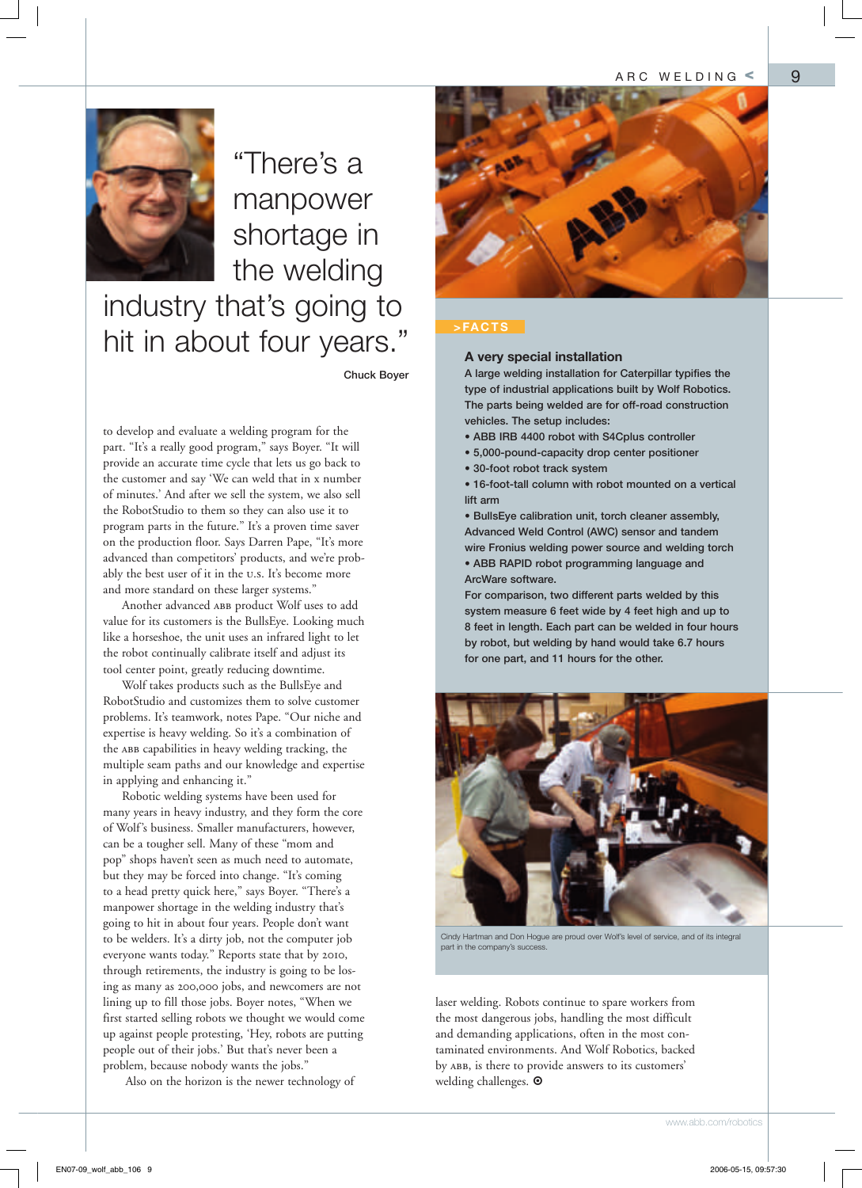> "There's a manpower shortage in the welding industry that's going to hit in about four years."
>
> Chuck Boyer

to develop and evaluate a welding program for the part. "It's a really good program," says Boyer. "It will provide an accurate time cycle that lets us go back to the customer and say 'We can weld that in x number of minutes.' And after we sell the system, we also sell the RobotStudio to them so they can also use it to program parts in the future." It's a proven time saver on the production floor. Says Darren Pape, "It's more advanced than competitors' products, and we're probably the best user of it in the U.S. It's become more and more standard on these larger systems."

Another advanced ABB product Wolf uses to add value for its customers is the BullsEye. Looking much like a horseshoe, the unit uses an infrared light to let the robot continually calibrate itself and adjust its tool center point, greatly reducing downtime.

Wolf takes products such as the BullsEye and RobotStudio and customizes them to solve customer problems. It's teamwork, notes Pape. "Our niche and expertise is heavy welding. So it's a combination of the ABB capabilities in heavy welding tracking, the multiple seam paths and our knowledge and expertise in applying and enhancing it."

Robotic welding systems have been used for many years in heavy industry, and they form the core of Wolf's business. Smaller manufacturers, however, can be a tougher sell. Many of these "mom and pop" shops haven't seen as much need to automate, but they may be forced into change. "It's coming to a head pretty quick here," says Boyer. "There's a manpower shortage in the welding industry that's going to hit in about four years. People don't want to be welders. It's a dirty job, not the computer job everyone wants today." Reports state that by 2010, through retirements, the industry is going to be losing as many as 200,000 jobs, and newcomers are not lining up to fill those jobs. Boyer notes, "When we first started selling robots we thought we would come up against people protesting, 'Hey, robots are putting people out of their jobs.' But that's never been a problem, because nobody wants the jobs."

Also on the horizon is the newer technology of laser welding. Robots continue to spare workers from the most dangerous jobs, handling the most difficult and demanding applications, often in the most contaminated environments. And Wolf Robotics, backed by ABB, is there to provide answers to its customers' welding challenges.

**>FACTS**

### A very special installation

**A large welding installation for Caterpillar typifies the type of industrial applications built by Wolf Robotics. The parts being welded are for off-road construction vehicles. The setup includes:**

- **ABB IRB 4400 robot with S4Cplus controller**
- **5,000-pound-capacity drop center positioner**
- **30-foot robot track system**
- **16-foot-tall column with robot mounted on a vertical lift arm**
- **BullsEye calibration unit, torch cleaner assembly, Advanced Weld Control (AWC) sensor and tandem wire Fronius welding power source and welding torch**
- **ABB RAPID robot programming language and ArcWare software.**

**For comparison, two different parts welded by this system measure 6 feet wide by 4 feet high and up to 8 feet in length. Each part can be welded in four hours by robot, but welding by hand would take 6.7 hours for one part, and 11 hours for the other.**

Cindy Hartman and Don Hogue are proud over Wolf's level of service, and of its integral part in the company's success.